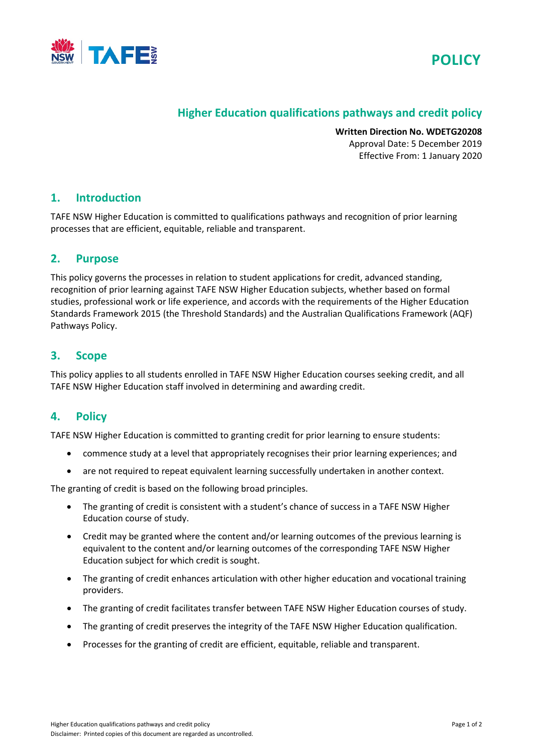POLICY

# Higher Education qualifications pathways and credit policy

**Written Direction No. WDETG20208**
Approval Date: 5 December 2019
Effective From: 1 January 2020

## 1. Introduction

TAFE NSW Higher Education is committed to qualifications pathways and recognition of prior learning processes that are efficient, equitable, reliable and transparent.

## 2. Purpose

This policy governs the processes in relation to student applications for credit, advanced standing, recognition of prior learning against TAFE NSW Higher Education subjects, whether based on formal studies, professional work or life experience, and accords with the requirements of the Higher Education Standards Framework 2015 (the Threshold Standards) and the Australian Qualifications Framework (AQF) Pathways Policy.

## 3. Scope

This policy applies to all students enrolled in TAFE NSW Higher Education courses seeking credit, and all TAFE NSW Higher Education staff involved in determining and awarding credit.

## 4. Policy

TAFE NSW Higher Education is committed to granting credit for prior learning to ensure students:

- commence study at a level that appropriately recognises their prior learning experiences; and
- are not required to repeat equivalent learning successfully undertaken in another context.

The granting of credit is based on the following broad principles.

- The granting of credit is consistent with a student's chance of success in a TAFE NSW Higher Education course of study.
- Credit may be granted where the content and/or learning outcomes of the previous learning is equivalent to the content and/or learning outcomes of the corresponding TAFE NSW Higher Education subject for which credit is sought.
- The granting of credit enhances articulation with other higher education and vocational training providers.
- The granting of credit facilitates transfer between TAFE NSW Higher Education courses of study.
- The granting of credit preserves the integrity of the TAFE NSW Higher Education qualification.
- Processes for the granting of credit are efficient, equitable, reliable and transparent.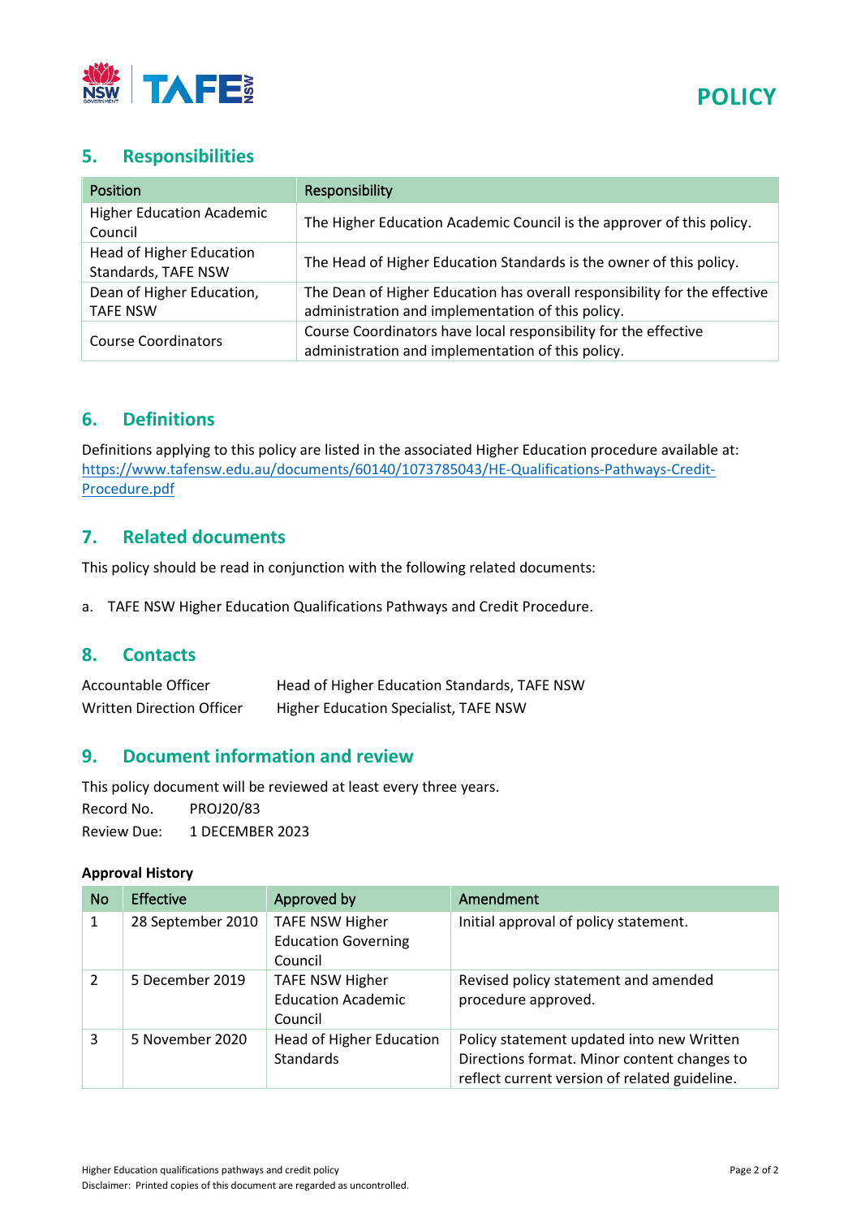## 5. Responsibilities

| Position | Responsibility |
|---|---|
| Higher Education Academic Council | The Higher Education Academic Council is the approver of this policy. |
| Head of Higher Education Standards, TAFE NSW | The Head of Higher Education Standards is the owner of this policy. |
| Dean of Higher Education, TAFE NSW | The Dean of Higher Education has overall responsibility for the effective administration and implementation of this policy. |
| Course Coordinators | Course Coordinators have local responsibility for the effective administration and implementation of this policy. |

## 6. Definitions

Definitions applying to this policy are listed in the associated Higher Education procedure available at: https://www.tafensw.edu.au/documents/60140/1073785043/HE-Qualifications-Pathways-Credit-Procedure.pdf

## 7. Related documents

This policy should be read in conjunction with the following related documents:

a. TAFE NSW Higher Education Qualifications Pathways and Credit Procedure.

## 8. Contacts

| | |
|---|---|
| Accountable Officer | Head of Higher Education Standards, TAFE NSW |
| Written Direction Officer | Higher Education Specialist, TAFE NSW |

## 9. Document information and review

This policy document will be reviewed at least every three years.

Record No. PROJ20/83

Review Due: 1 DECEMBER 2023

**Approval History**

| No | Effective | Approved by | Amendment |
|---|---|---|---|
| 1 | 28 September 2010 | TAFE NSW Higher Education Governing Council | Initial approval of policy statement. |
| 2 | 5 December 2019 | TAFE NSW Higher Education Academic Council | Revised policy statement and amended procedure approved. |
| 3 | 5 November 2020 | Head of Higher Education Standards | Policy statement updated into new Written Directions format. Minor content changes to reflect current version of related guideline. |

Disclaimer: Printed copies of this document are regarded as uncontrolled.